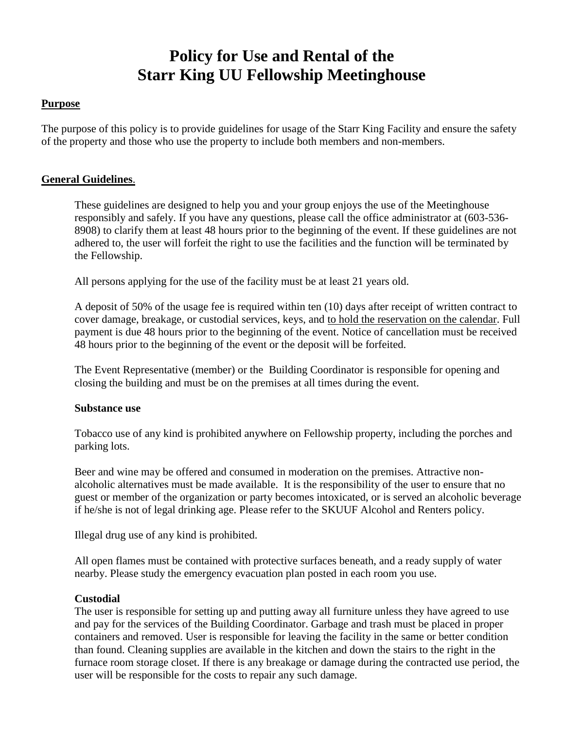# Policy for Use and Rental of the Starr King UU Fellowship Meetinghouse

## Purpose

The purpose of this policy is to provide guidelines for usage of the Starr King Facility and ensure the safety of the property and those who use the property to include both members and non-members.

## General Guidelines.

These guidelines are designed to help you and your group enjoys the use of the Meetinghouse responsibly and safely. If you have any questions, please call the office administrator at (603-536-8908) to clarify them at least 48 hours prior to the beginning of the event. If these guidelines are not adhered to, the user will forfeit the right to use the facilities and the function will be terminated by the Fellowship.

All persons applying for the use of the facility must be at least 21 years old.

A deposit of 50% of the usage fee is required within ten (10) days after receipt of written contract to cover damage, breakage, or custodial services, keys, and to hold the reservation on the calendar. Full payment is due 48 hours prior to the beginning of the event. Notice of cancellation must be received 48 hours prior to the beginning of the event or the deposit will be forfeited.

The Event Representative (member) or the Building Coordinator is responsible for opening and closing the building and must be on the premises at all times during the event.

### Substance use

Tobacco use of any kind is prohibited anywhere on Fellowship property, including the porches and parking lots.

Beer and wine may be offered and consumed in moderation on the premises. Attractive non-alcoholic alternatives must be made available. It is the responsibility of the user to ensure that no guest or member of the organization or party becomes intoxicated, or is served an alcoholic beverage if he/she is not of legal drinking age. Please refer to the SKUUF Alcohol and Renters policy.

Illegal drug use of any kind is prohibited.

All open flames must be contained with protective surfaces beneath, and a ready supply of water nearby. Please study the emergency evacuation plan posted in each room you use.

### Custodial

The user is responsible for setting up and putting away all furniture unless they have agreed to use and pay for the services of the Building Coordinator. Garbage and trash must be placed in proper containers and removed. User is responsible for leaving the facility in the same or better condition than found. Cleaning supplies are available in the kitchen and down the stairs to the right in the furnace room storage closet. If there is any breakage or damage during the contracted use period, the user will be responsible for the costs to repair any such damage.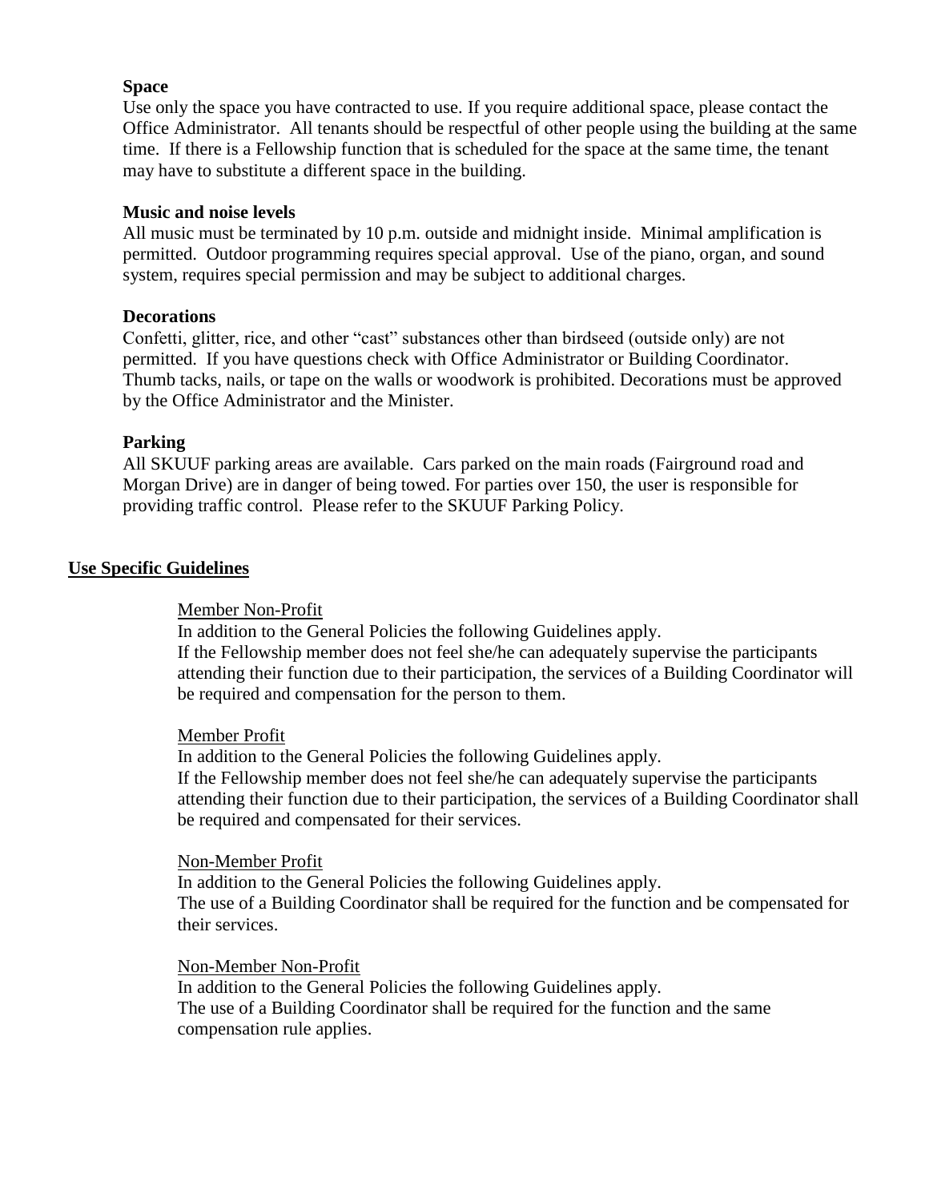**Space**

Use only the space you have contracted to use. If you require additional space, please contact the Office Administrator. All tenants should be respectful of other people using the building at the same time. If there is a Fellowship function that is scheduled for the space at the same time, the tenant may have to substitute a different space in the building.

**Music and noise levels**

All music must be terminated by 10 p.m. outside and midnight inside. Minimal amplification is permitted. Outdoor programming requires special approval. Use of the piano, organ, and sound system, requires special permission and may be subject to additional charges.

**Decorations**

Confetti, glitter, rice, and other "cast" substances other than birdseed (outside only) are not permitted. If you have questions check with Office Administrator or Building Coordinator. Thumb tacks, nails, or tape on the walls or woodwork is prohibited. Decorations must be approved by the Office Administrator and the Minister.

**Parking**

All SKUUF parking areas are available. Cars parked on the main roads (Fairground road and Morgan Drive) are in danger of being towed. For parties over 150, the user is responsible for providing traffic control. Please refer to the SKUUF Parking Policy.

## Use Specific Guidelines

Member Non-Profit

In addition to the General Policies the following Guidelines apply.
If the Fellowship member does not feel she/he can adequately supervise the participants attending their function due to their participation, the services of a Building Coordinator will be required and compensation for the person to them.

Member Profit

In addition to the General Policies the following Guidelines apply.
If the Fellowship member does not feel she/he can adequately supervise the participants attending their function due to their participation, the services of a Building Coordinator shall be required and compensated for their services.

Non-Member Profit

In addition to the General Policies the following Guidelines apply.
The use of a Building Coordinator shall be required for the function and be compensated for their services.

Non-Member Non-Profit

In addition to the General Policies the following Guidelines apply.
The use of a Building Coordinator shall be required for the function and the same compensation rule applies.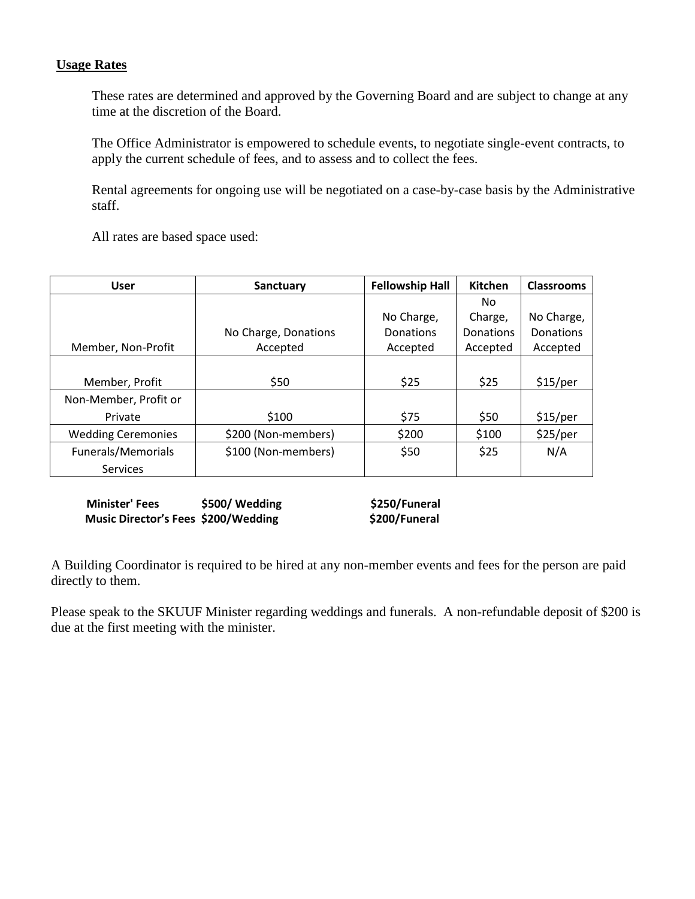## Usage Rates

These rates are determined and approved by the Governing Board and are subject to change at any time at the discretion of the Board.

The Office Administrator is empowered to schedule events, to negotiate single-event contracts, to apply the current schedule of fees, and to assess and to collect the fees.

Rental agreements for ongoing use will be negotiated on a case-by-case basis by the Administrative staff.

All rates are based space used:

| User | Sanctuary | Fellowship Hall | Kitchen | Classrooms |
|---|---|---|---|---|
| Member, Non-Profit | No Charge, Donations Accepted | No Charge, Donations Accepted | No Charge, Donations Accepted | No Charge, Donations Accepted |
| Member, Profit | $50 | $25 | $25 | $15/per |
| Non-Member, Profit or Private | $100 | $75 | $50 | $15/per |
| Wedding Ceremonies | $200 (Non-members) | $200 | $100 | $25/per |
| Funerals/Memorials Services | $100 (Non-members) | $50 | $25 | N/A |

| | | |
|---|---|---|
| **Minister' Fees** | **$500/ Wedding** | **$250/Funeral** |
| **Music Director's Fees** | **$200/Wedding** | **$200/Funeral** |

A Building Coordinator is required to be hired at any non-member events and fees for the person are paid directly to them.

Please speak to the SKUUF Minister regarding weddings and funerals. A non-refundable deposit of $200 is due at the first meeting with the minister.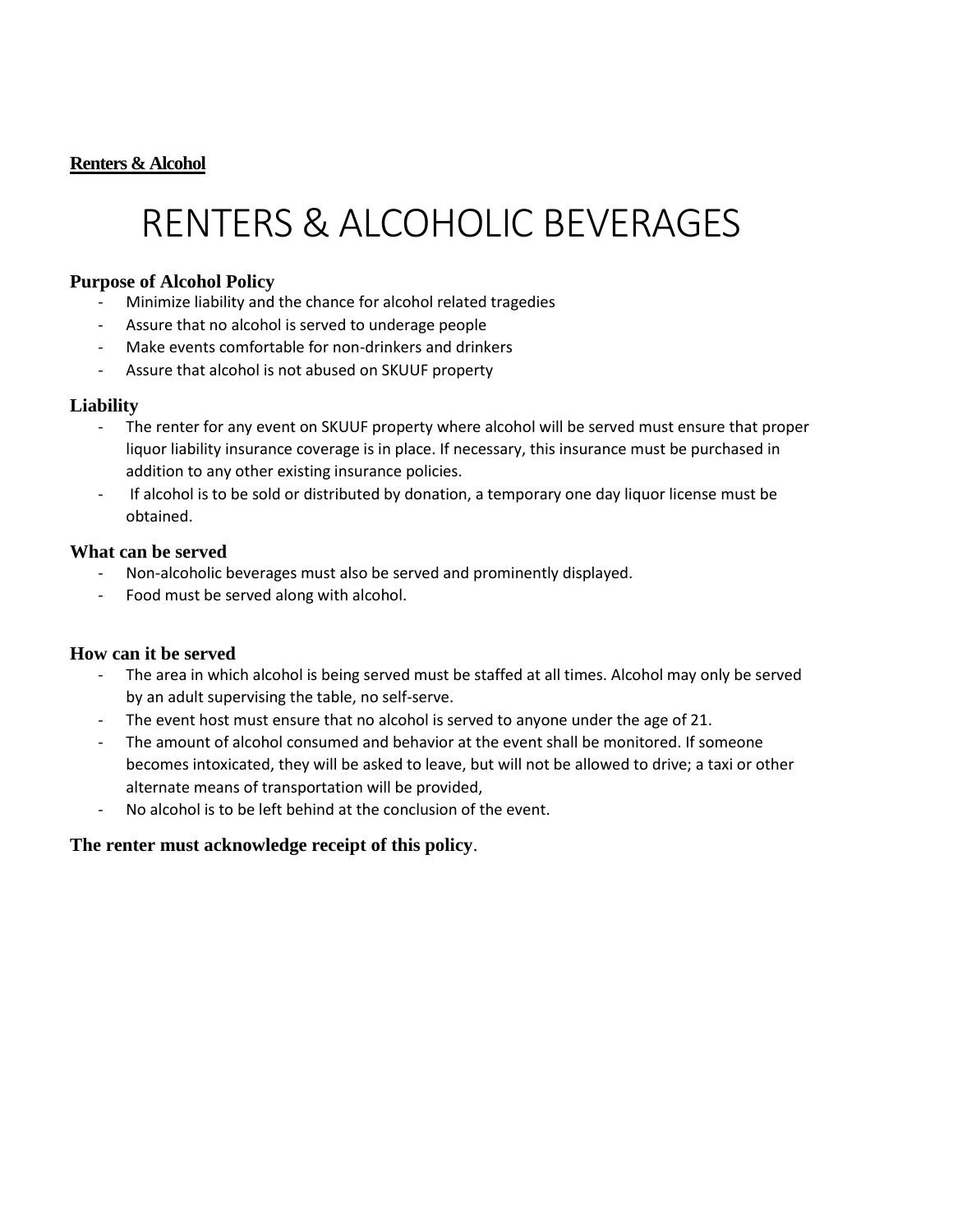**Renters & Alcohol**

# RENTERS & ALCOHOLIC BEVERAGES

### Purpose of Alcohol Policy

- Minimize liability and the chance for alcohol related tragedies
- Assure that no alcohol is served to underage people
- Make events comfortable for non-drinkers and drinkers
- Assure that alcohol is not abused on SKUUF property

### Liability

- The renter for any event on SKUUF property where alcohol will be served must ensure that proper liquor liability insurance coverage is in place. If necessary, this insurance must be purchased in addition to any other existing insurance policies.
- If alcohol is to be sold or distributed by donation, a temporary one day liquor license must be obtained.

### What can be served

- Non-alcoholic beverages must also be served and prominently displayed.
- Food must be served along with alcohol.

### How can it be served

- The area in which alcohol is being served must be staffed at all times. Alcohol may only be served by an adult supervising the table, no self-serve.
- The event host must ensure that no alcohol is served to anyone under the age of 21.
- The amount of alcohol consumed and behavior at the event shall be monitored. If someone becomes intoxicated, they will be asked to leave, but will not be allowed to drive; a taxi or other alternate means of transportation will be provided,
- No alcohol is to be left behind at the conclusion of the event.

**The renter must acknowledge receipt of this policy**.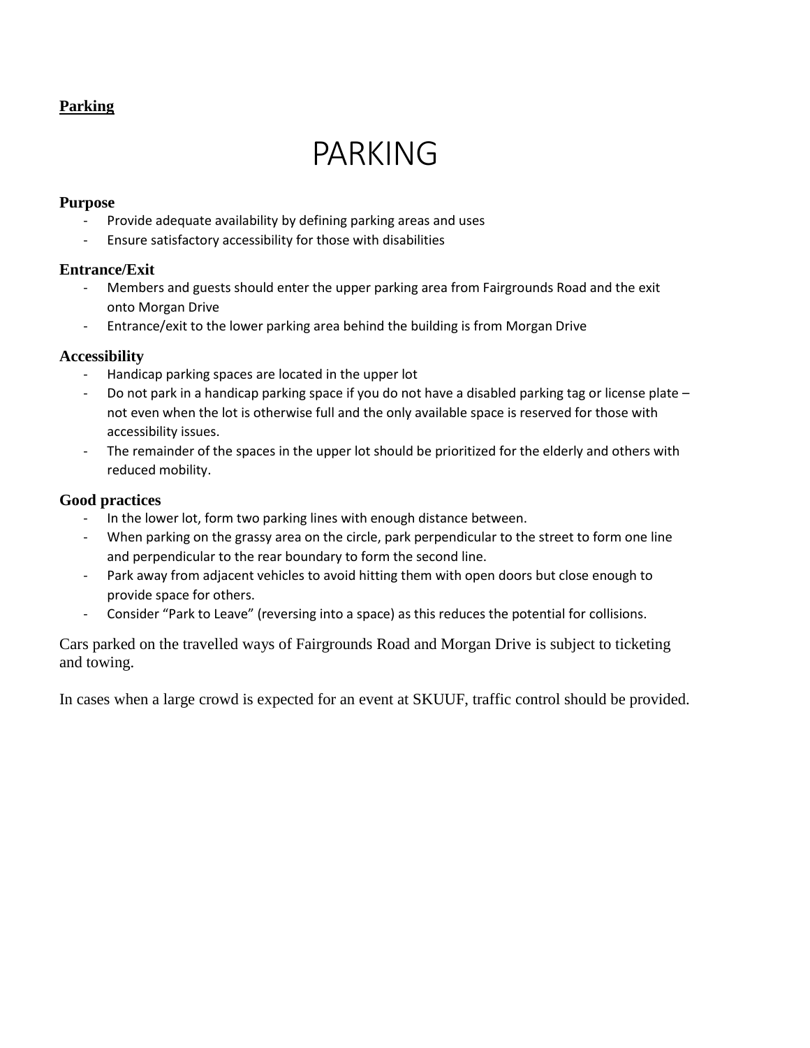**Parking**

# PARKING

### Purpose

- Provide adequate availability by defining parking areas and uses
- Ensure satisfactory accessibility for those with disabilities

### Entrance/Exit

- Members and guests should enter the upper parking area from Fairgrounds Road and the exit onto Morgan Drive
- Entrance/exit to the lower parking area behind the building is from Morgan Drive

### Accessibility

- Handicap parking spaces are located in the upper lot
- Do not park in a handicap parking space if you do not have a disabled parking tag or license plate – not even when the lot is otherwise full and the only available space is reserved for those with accessibility issues.
- The remainder of the spaces in the upper lot should be prioritized for the elderly and others with reduced mobility.

### Good practices

- In the lower lot, form two parking lines with enough distance between.
- When parking on the grassy area on the circle, park perpendicular to the street to form one line and perpendicular to the rear boundary to form the second line.
- Park away from adjacent vehicles to avoid hitting them with open doors but close enough to provide space for others.
- Consider "Park to Leave" (reversing into a space) as this reduces the potential for collisions.

Cars parked on the travelled ways of Fairgrounds Road and Morgan Drive is subject to ticketing and towing.

In cases when a large crowd is expected for an event at SKUUF, traffic control should be provided.